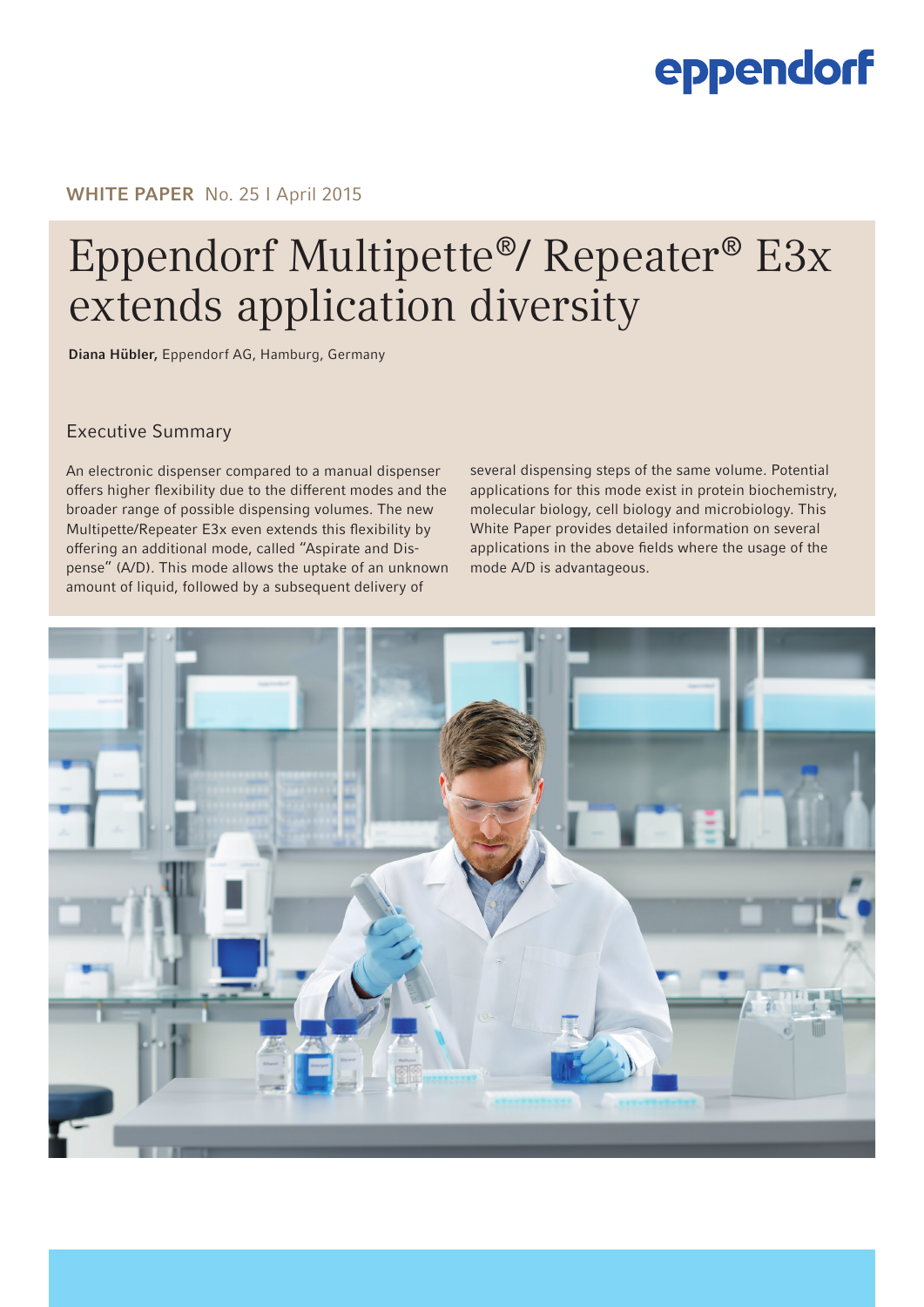**WHITE PAPER** No. 25 I April 2015

# Eppendorf Multipette®/ Repeater® E3x extends application diversity

**Diana Hübler,** Eppendorf AG, Hamburg, Germany

## Executive Summary

An electronic dispenser compared to a manual dispenser offers higher flexibility due to the different modes and the broader range of possible dispensing volumes. The new Multipette/Repeater E3x even extends this flexibility by offering an additional mode, called "Aspirate and Dispense" (A/D). This mode allows the uptake of an unknown amount of liquid, followed by a subsequent delivery of several dispensing steps of the same volume. Potential applications for this mode exist in protein biochemistry, molecular biology, cell biology and microbiology. This White Paper provides detailed information on several applications in the above fields where the usage of the mode A/D is advantageous.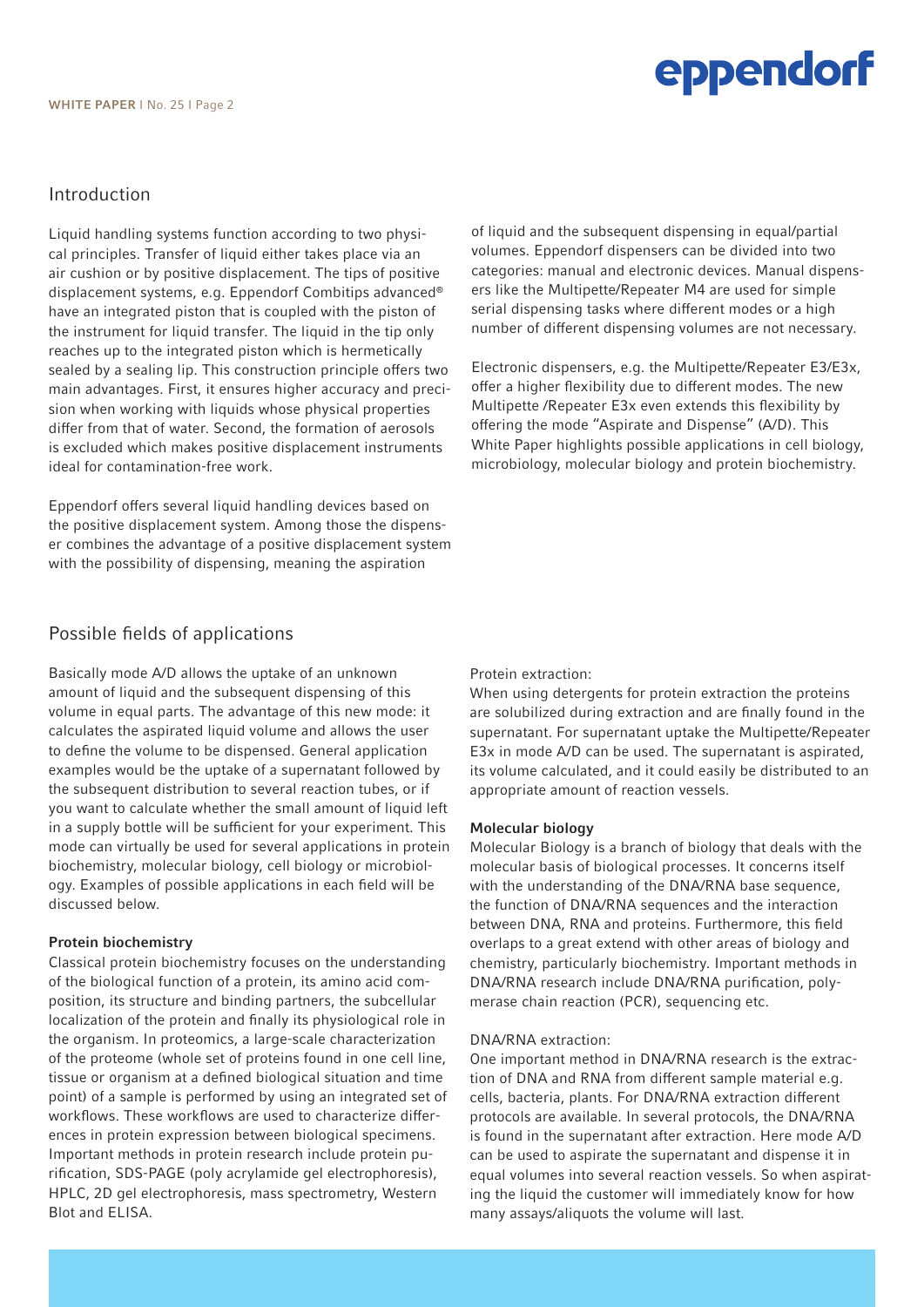## Introduction

Liquid handling systems function according to two physical principles. Transfer of liquid either takes place via an air cushion or by positive displacement. The tips of positive displacement systems, e.g. Eppendorf Combitips advanced® have an integrated piston that is coupled with the piston of the instrument for liquid transfer. The liquid in the tip only reaches up to the integrated piston which is hermetically sealed by a sealing lip. This construction principle offers two main advantages. First, it ensures higher accuracy and precision when working with liquids whose physical properties differ from that of water. Second, the formation of aerosols is excluded which makes positive displacement instruments ideal for contamination-free work.

Eppendorf offers several liquid handling devices based on the positive displacement system. Among those the dispenser combines the advantage of a positive displacement system with the possibility of dispensing, meaning the aspiration of liquid and the subsequent dispensing in equal/partial volumes. Eppendorf dispensers can be divided into two categories: manual and electronic devices. Manual dispensers like the Multipette/Repeater M4 are used for simple serial dispensing tasks where different modes or a high number of different dispensing volumes are not necessary.

Electronic dispensers, e.g. the Multipette/Repeater E3/E3x, offer a higher flexibility due to different modes. The new Multipette /Repeater E3x even extends this flexibility by offering the mode "Aspirate and Dispense" (A/D). This White Paper highlights possible applications in cell biology, microbiology, molecular biology and protein biochemistry.

## Possible fields of applications

Basically mode A/D allows the uptake of an unknown amount of liquid and the subsequent dispensing of this volume in equal parts. The advantage of this new mode: it calculates the aspirated liquid volume and allows the user to define the volume to be dispensed. General application examples would be the uptake of a supernatant followed by the subsequent distribution to several reaction tubes, or if you want to calculate whether the small amount of liquid left in a supply bottle will be sufficient for your experiment. This mode can virtually be used for several applications in protein biochemistry, molecular biology, cell biology or microbiology. Examples of possible applications in each field will be discussed below.

### Protein biochemistry

Classical protein biochemistry focuses on the understanding of the biological function of a protein, its amino acid composition, its structure and binding partners, the subcellular localization of the protein and finally its physiological role in the organism. In proteomics, a large-scale characterization of the proteome (whole set of proteins found in one cell line, tissue or organism at a defined biological situation and time point) of a sample is performed by using an integrated set of workflows. These workflows are used to characterize differences in protein expression between biological specimens. Important methods in protein research include protein purification, SDS-PAGE (poly acrylamide gel electrophoresis), HPLC, 2D gel electrophoresis, mass spectrometry, Western Blot and ELISA.

Protein extraction:
When using detergents for protein extraction the proteins are solubilized during extraction and are finally found in the supernatant. For supernatant uptake the Multipette/Repeater E3x in mode A/D can be used. The supernatant is aspirated, its volume calculated, and it could easily be distributed to an appropriate amount of reaction vessels.

### Molecular biology

Molecular Biology is a branch of biology that deals with the molecular basis of biological processes. It concerns itself with the understanding of the DNA/RNA base sequence, the function of DNA/RNA sequences and the interaction between DNA, RNA and proteins. Furthermore, this field overlaps to a great extend with other areas of biology and chemistry, particularly biochemistry. Important methods in DNA/RNA research include DNA/RNA purification, polymerase chain reaction (PCR), sequencing etc.

DNA/RNA extraction:
One important method in DNA/RNA research is the extraction of DNA and RNA from different sample material e.g. cells, bacteria, plants. For DNA/RNA extraction different protocols are available. In several protocols, the DNA/RNA is found in the supernatant after extraction. Here mode A/D can be used to aspirate the supernatant and dispense it in equal volumes into several reaction vessels. So when aspirating the liquid the customer will immediately know for how many assays/aliquots the volume will last.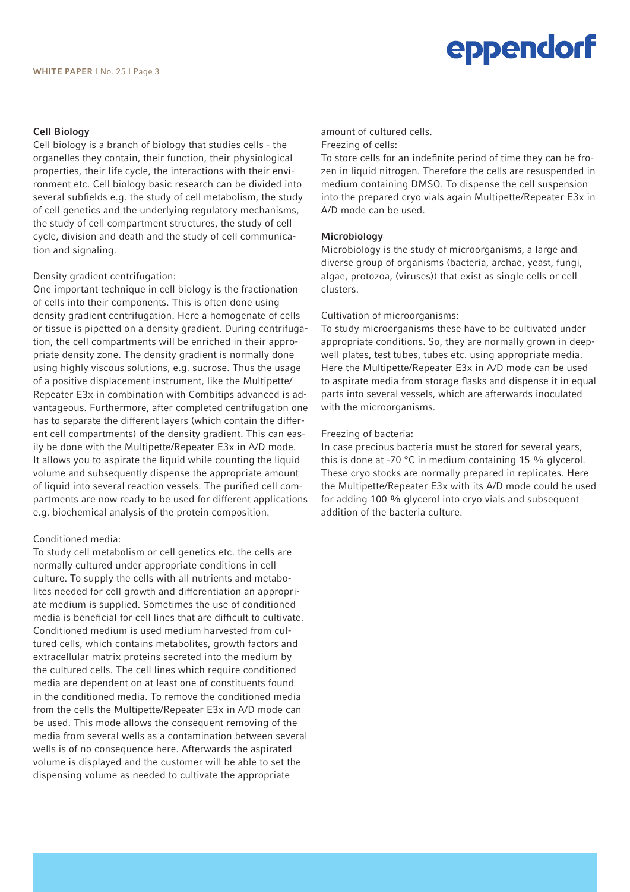## Cell Biology

Cell biology is a branch of biology that studies cells - the organelles they contain, their function, their physiological properties, their life cycle, the interactions with their environment etc. Cell biology basic research can be divided into several subfields e.g. the study of cell metabolism, the study of cell genetics and the underlying regulatory mechanisms, the study of cell compartment structures, the study of cell cycle, division and death and the study of cell communication and signaling.

Density gradient centrifugation:
One important technique in cell biology is the fractionation of cells into their components. This is often done using density gradient centrifugation. Here a homogenate of cells or tissue is pipetted on a density gradient. During centrifugation, the cell compartments will be enriched in their appropriate density zone. The density gradient is normally done using highly viscous solutions, e.g. sucrose. Thus the usage of a positive displacement instrument, like the Multipette/Repeater E3x in combination with Combitips advanced is advantageous. Furthermore, after completed centrifugation one has to separate the different layers (which contain the different cell compartments) of the density gradient. This can easily be done with the Multipette/Repeater E3x in A/D mode. It allows you to aspirate the liquid while counting the liquid volume and subsequently dispense the appropriate amount of liquid into several reaction vessels. The purified cell compartments are now ready to be used for different applications e.g. biochemical analysis of the protein composition.

Conditioned media:
To study cell metabolism or cell genetics etc. the cells are normally cultured under appropriate conditions in cell culture. To supply the cells with all nutrients and metabolites needed for cell growth and differentiation an appropriate medium is supplied. Sometimes the use of conditioned media is beneficial for cell lines that are difficult to cultivate. Conditioned medium is used medium harvested from cultured cells, which contains metabolites, growth factors and extracellular matrix proteins secreted into the medium by the cultured cells. The cell lines which require conditioned media are dependent on at least one of constituents found in the conditioned media. To remove the conditioned media from the cells the Multipette/Repeater E3x in A/D mode can be used. This mode allows the consequent removing of the media from several wells as a contamination between several wells is of no consequence here. Afterwards the aspirated volume is displayed and the customer will be able to set the dispensing volume as needed to cultivate the appropriate amount of cultured cells.

Freezing of cells:
To store cells for an indefinite period of time they can be frozen in liquid nitrogen. Therefore the cells are resuspended in medium containing DMSO. To dispense the cell suspension into the prepared cryo vials again Multipette/Repeater E3x in A/D mode can be used.

## Microbiology

Microbiology is the study of microorganisms, a large and diverse group of organisms (bacteria, archae, yeast, fungi, algae, protozoa, (viruses)) that exist as single cells or cell clusters.

Cultivation of microorganisms:
To study microorganisms these have to be cultivated under appropriate conditions. So, they are normally grown in deepwell plates, test tubes, tubes etc. using appropriate media. Here the Multipette/Repeater E3x in A/D mode can be used to aspirate media from storage flasks and dispense it in equal parts into several vessels, which are afterwards inoculated with the microorganisms.

Freezing of bacteria:
In case precious bacteria must be stored for several years, this is done at -70 °C in medium containing 15 % glycerol. These cryo stocks are normally prepared in replicates. Here the Multipette/Repeater E3x with its A/D mode could be used for adding 100 % glycerol into cryo vials and subsequent addition of the bacteria culture.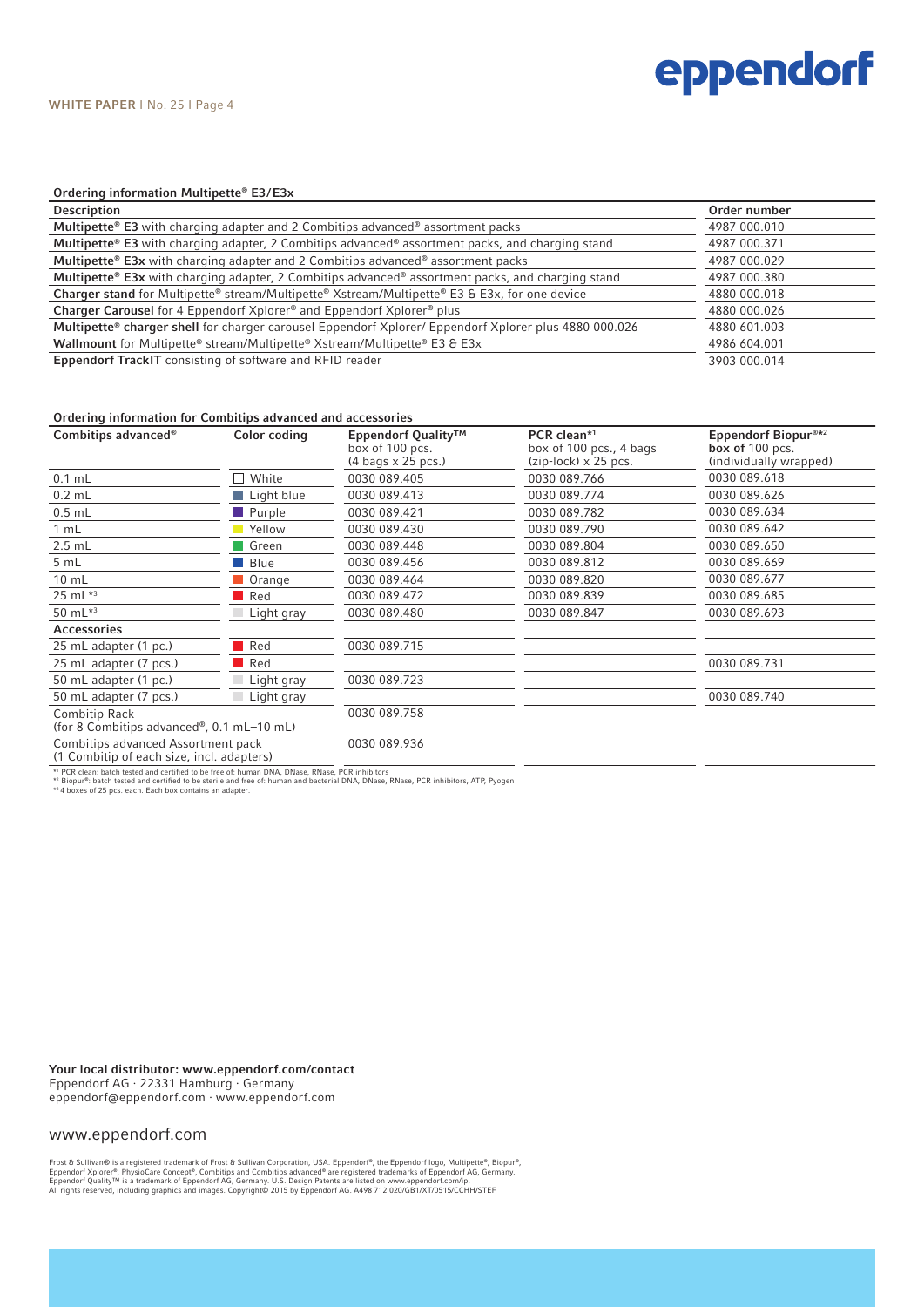### Ordering information Multipette® E3/E3x

| Description | Order number |
|---|---|
| **Multipette® E3** with charging adapter and 2 Combitips advanced® assortment packs | 4987 000.010 |
| **Multipette® E3** with charging adapter, 2 Combitips advanced® assortment packs, and charging stand | 4987 000.371 |
| **Multipette® E3x** with charging adapter and 2 Combitips advanced® assortment packs | 4987 000.029 |
| **Multipette® E3x** with charging adapter, 2 Combitips advanced® assortment packs, and charging stand | 4987 000.380 |
| **Charger stand** for Multipette® stream/Multipette® Xstream/Multipette® E3 & E3x, for one device | 4880 000.018 |
| **Charger Carousel** for 4 Eppendorf Xplorer® and Eppendorf Xplorer® plus | 4880 000.026 |
| **Multipette® charger shell** for charger carousel Eppendorf Xplorer/ Eppendorf Xplorer plus 4880 000.026 | 4880 601.003 |
| **Wallmount** for Multipette® stream/Multipette® Xstream/Multipette® E3 & E3x | 4986 604.001 |
| **Eppendorf TrackIT** consisting of software and RFID reader | 3903 000.014 |

### Ordering information for Combitips advanced and accessories

| Combitips advanced® | Color coding | Eppendorf Quality™ box of 100 pcs. (4 bags x 25 pcs.) | PCR clean*[1] box of 100 pcs., 4 bags (zip-lock) x 25 pcs. | Eppendorf Biopur®*[2] **box of** 100 pcs. (individually wrapped) |
|---|---|---|---|---|
| 0.1 mL | White | 0030 089.405 | 0030 089.766 | 0030 089.618 |
| 0.2 mL | Light blue | 0030 089.413 | 0030 089.774 | 0030 089.626 |
| 0.5 mL | Purple | 0030 089.421 | 0030 089.782 | 0030 089.634 |
| 1 mL | Yellow | 0030 089.430 | 0030 089.790 | 0030 089.642 |
| 2.5 mL | Green | 0030 089.448 | 0030 089.804 | 0030 089.650 |
| 5 mL | Blue | 0030 089.456 | 0030 089.812 | 0030 089.669 |
| 10 mL | Orange | 0030 089.464 | 0030 089.820 | 0030 089.677 |
| 25 mL*[3] | Red | 0030 089.472 | 0030 089.839 | 0030 089.685 |
| 50 mL*[3] | Light gray | 0030 089.480 | 0030 089.847 | 0030 089.693 |
| **Accessories** | | | | |
| 25 mL adapter (1 pc.) | Red | 0030 089.715 | | |
| 25 mL adapter (7 pcs.) | Red | | | 0030 089.731 |
| 50 mL adapter (1 pc.) | Light gray | 0030 089.723 | | |
| 50 mL adapter (7 pcs.) | Light gray | | | 0030 089.740 |
| Combitip Rack (for 8 Combitips advanced®, 0.1 mL–10 mL) | | 0030 089.758 | | |
| Combitips advanced Assortment pack (1 Combitip of each size, incl. adapters) | | 0030 089.936 | | |

*[1] PCR clean: batch tested and certified to be free of: human DNA, DNase, RNase, PCR inhibitors
*[2] Biopur®: batch tested and certified to be sterile and free of: human and bacterial DNA, DNase, RNase, PCR inhibitors, ATP, Pyogen
*[3] 4 boxes of 25 pcs. each. Each box contains an adapter.

**Your local distributor: www.eppendorf.com/contact**
Eppendorf AG · 22331 Hamburg · Germany
eppendorf@eppendorf.com · www.eppendorf.com

www.eppendorf.com

Frost & Sullivan® is a registered trademark of Frost & Sullivan Corporation, USA. Eppendorf®, the Eppendorf logo, Multipette®, Biopur®, Eppendorf Xplorer®, PhysioCare Concept®, Combitips and Combitips advanced® are registered trademarks of Eppendorf AG, Germany. Eppendorf Quality™ is a trademark of Eppendorf AG, Germany. U.S. Design Patents are listed on www.eppendorf.com/ip.
All rights reserved, including graphics and images. Copyright© 2015 by Eppendorf AG. A498 712 020/GB1/XT/0515/CCHH/STEF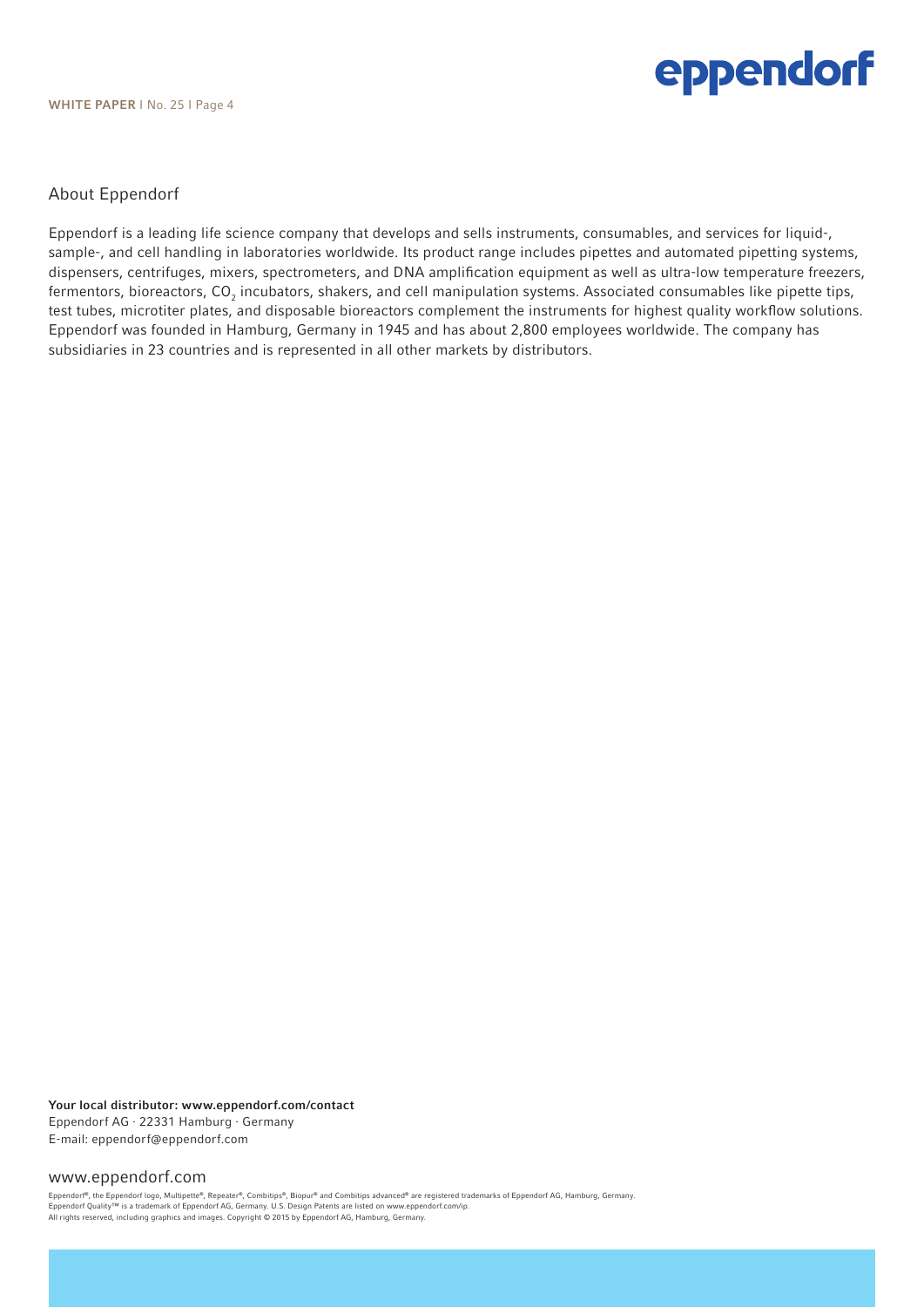## About Eppendorf

Eppendorf is a leading life science company that develops and sells instruments, consumables, and services for liquid-, sample-, and cell handling in laboratories worldwide. Its product range includes pipettes and automated pipetting systems, dispensers, centrifuges, mixers, spectrometers, and DNA amplification equipment as well as ultra-low temperature freezers, fermentors, bioreactors, $CO_2$ incubators, shakers, and cell manipulation systems. Associated consumables like pipette tips, test tubes, microtiter plates, and disposable bioreactors complement the instruments for highest quality workflow solutions. Eppendorf was founded in Hamburg, Germany in 1945 and has about 2,800 employees worldwide. The company has subsidiaries in 23 countries and is represented in all other markets by distributors.

**Your local distributor: www.eppendorf.com/contact**
Eppendorf AG · 22331 Hamburg · Germany
E-mail: eppendorf@eppendorf.com

www.eppendorf.com

Eppendorf®, the Eppendorf logo, Multipette®, Repeater®, Combitips®, Biopur® and Combitips advanced® are registered trademarks of Eppendorf AG, Hamburg, Germany.
Eppendorf Quality™ is a trademark of Eppendorf AG, Germany. U.S. Design Patents are listed on www.eppendorf.com/ip.
All rights reserved, including graphics and images. Copyright © 2015 by Eppendorf AG, Hamburg, Germany.